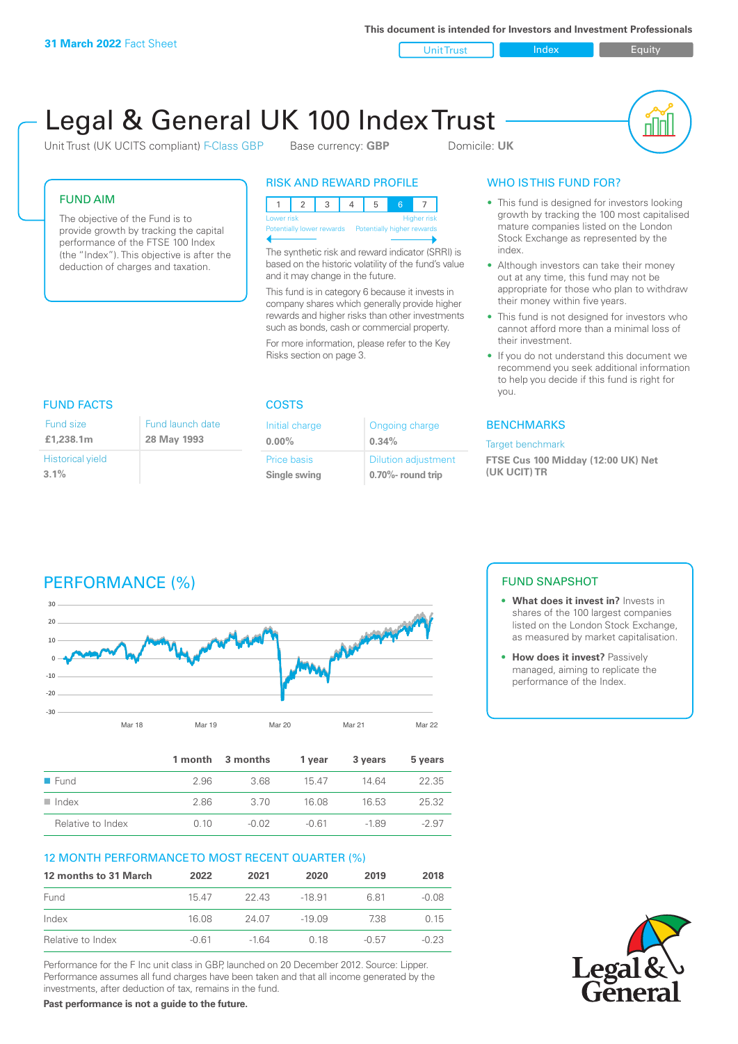31 March 2022 Fact Sheet

This document is intended for Investors and Investment Professionals

Unit Trust | Index | Equity

# Legal & General UK 100 Index Trust

Unit Trust (UK UCITS compliant) F-Class GBP    Base currency: **GBP**    Domicile: **UK**

## FUND AIM

The objective of the Fund is to provide growth by tracking the capital performance of the FTSE 100 Index (the "Index"). This objective is after the deduction of charges and taxation.

## RISK AND REWARD PROFILE

| 1 | 2 | 3 | 4 | 5 | 6 | 7 |
|---|---|---|---|---|---|---|

Lower risk — Potentially lower rewards ... Higher risk — Potentially higher rewards

The synthetic risk and reward indicator (SRRI) is based on the historic volatility of the fund's value and it may change in the future.

This fund is in category 6 because it invests in company shares which generally provide higher rewards and higher risks than other investments such as bonds, cash or commercial property.

For more information, please refer to the Key Risks section on page 3.

## WHO IS THIS FUND FOR?

- This fund is designed for investors looking growth by tracking the 100 most capitalised mature companies listed on the London Stock Exchange as represented by the index.
- Although investors can take their money out at any time, this fund may not be appropriate for those who plan to withdraw their money within five years.
- This fund is not designed for investors who cannot afford more than a minimal loss of their investment.
- If you do not understand this document we recommend you seek additional information to help you decide if this fund is right for you.

## FUND FACTS

| Fund size | Fund launch date |
|---|---|
| **£1,238.1m** | **28 May 1993** |
| Historical yield | |
| **3.1%** | |

## COSTS

| Initial charge | Ongoing charge |
|---|---|
| **0.00%** | **0.34%** |
| Price basis | Dilution adjustment |
| **Single swing** | **0.70%- round trip** |

## BENCHMARKS

Target benchmark

**FTSE Cus 100 Midday (12:00 UK) Net (UK UCIT) TR**

## PERFORMANCE (%)

|  | 1 month | 3 months | 1 year | 3 years | 5 years |
|---|---|---|---|---|---|
| Fund | 2.96 | 3.68 | 15.47 | 14.64 | 22.35 |
| Index | 2.86 | 3.70 | 16.08 | 16.53 | 25.32 |
| Relative to Index | 0.10 | -0.02 | -0.61 | -1.89 | -2.97 |

## FUND SNAPSHOT

- **What does it invest in?** Invests in shares of the 100 largest companies listed on the London Stock Exchange, as measured by market capitalisation.
- **How does it invest?** Passively managed, aiming to replicate the performance of the Index.

## 12 MONTH PERFORMANCE TO MOST RECENT QUARTER (%)

| 12 months to 31 March | 2022 | 2021 | 2020 | 2019 | 2018 |
|---|---|---|---|---|---|
| Fund | 15.47 | 22.43 | -18.91 | 6.81 | -0.08 |
| Index | 16.08 | 24.07 | -19.09 | 7.38 | 0.15 |
| Relative to Index | -0.61 | -1.64 | 0.18 | -0.57 | -0.23 |

Performance for the F Inc unit class in GBP, launched on 20 December 2012. Source: Lipper. Performance assumes all fund charges have been taken and that all income generated by the investments, after deduction of tax, remains in the fund.

**Past performance is not a guide to the future.**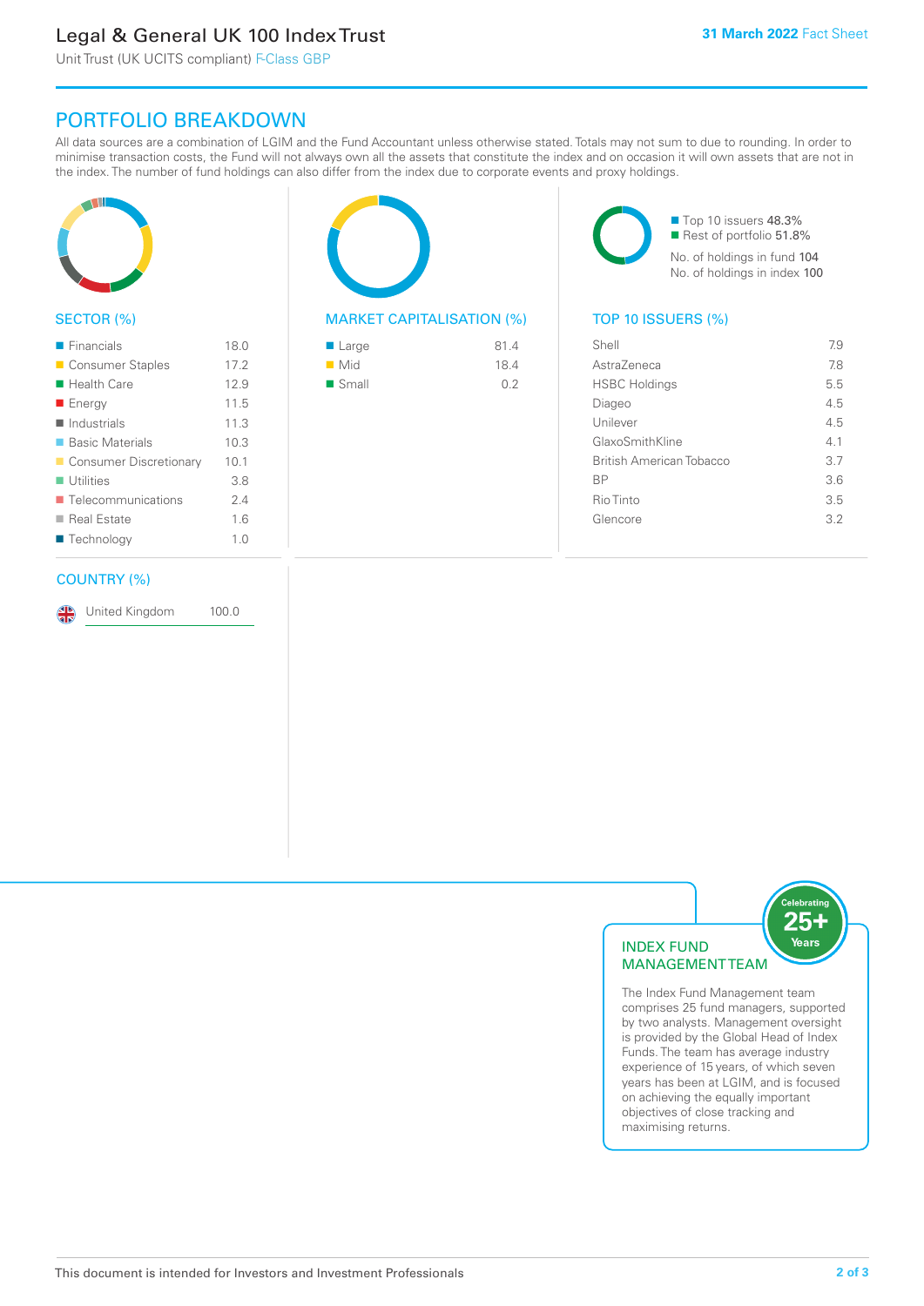# Legal & General UK 100 Index Trust

Unit Trust (UK UCITS compliant) F-Class GBP

**31 March 2022** Fact Sheet

## PORTFOLIO BREAKDOWN

All data sources are a combination of LGIM and the Fund Accountant unless otherwise stated. Totals may not sum to due to rounding. In order to minimise transaction costs, the Fund will not always own all the assets that constitute the index and on occasion it will own assets that are not in the index. The number of fund holdings can also differ from the index due to corporate events and proxy holdings.

### SECTOR (%)

| Sector | % |
|---|---|
| Financials | 18.0 |
| Consumer Staples | 17.2 |
| Health Care | 12.9 |
| Energy | 11.5 |
| Industrials | 11.3 |
| Basic Materials | 10.3 |
| Consumer Discretionary | 10.1 |
| Utilities | 3.8 |
| Telecommunications | 2.4 |
| Real Estate | 1.6 |
| Technology | 1.0 |

### COUNTRY (%)

| Country | % |
|---|---|
| United Kingdom | 100.0 |

### MARKET CAPITALISATION (%)

| Market Capitalisation | % |
|---|---|
| Large | 81.4 |
| Mid | 18.4 |
| Small | 0.2 |

- Top 10 issuers 48.3%
- Rest of portfolio 51.8%

No. of holdings in fund 104

No. of holdings in index 100

### TOP 10 ISSUERS (%)

| Issuer | % |
|---|---|
| Shell | 7.9 |
| AstraZeneca | 7.8 |
| HSBC Holdings | 5.5 |
| Diageo | 4.5 |
| Unilever | 4.5 |
| GlaxoSmithKline | 4.1 |
| British American Tobacco | 3.7 |
| BP | 3.6 |
| Rio Tinto | 3.5 |
| Glencore | 3.2 |

### INDEX FUND MANAGEMENT TEAM

Celebrating 25+ Years

The Index Fund Management team comprises 25 fund managers, supported by two analysts. Management oversight is provided by the Global Head of Index Funds. The team has average industry experience of 15 years, of which seven years has been at LGIM, and is focused on achieving the equally important objectives of close tracking and maximising returns.

This document is intended for Investors and Investment Professionals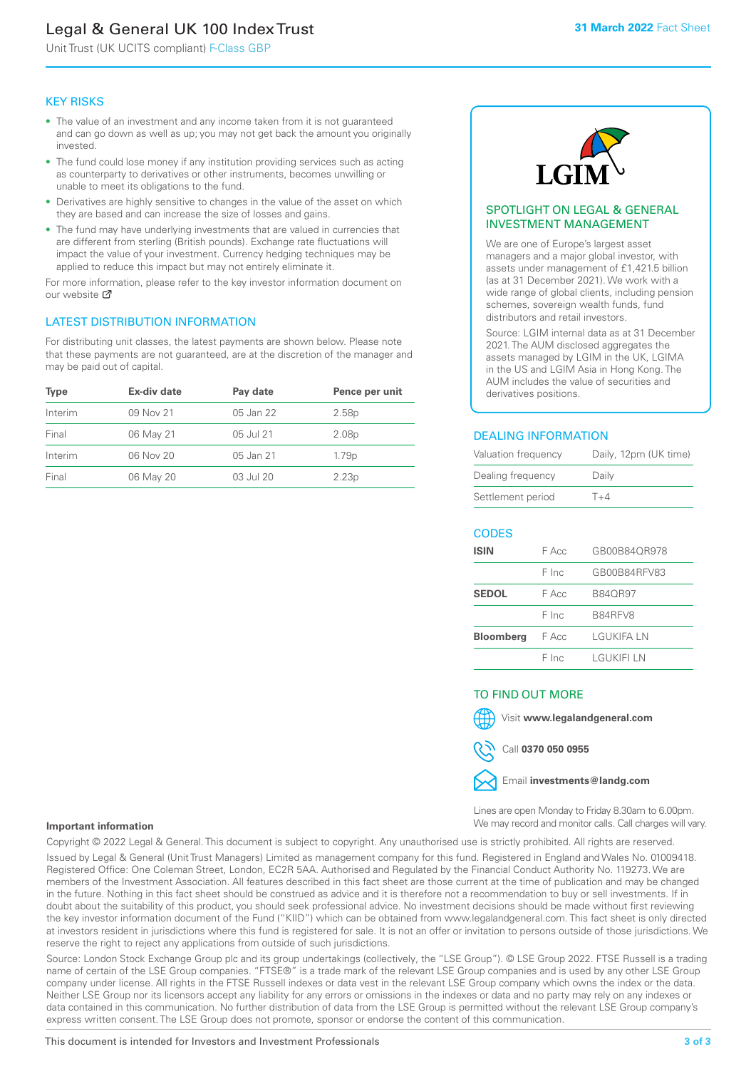# Legal & General UK 100 Index Trust

Unit Trust (UK UCITS compliant) F-Class GBP

31 March 2022 Fact Sheet

## KEY RISKS

- The value of an investment and any income taken from it is not guaranteed and can go down as well as up; you may not get back the amount you originally invested.
- The fund could lose money if any institution providing services such as acting as counterparty to derivatives or other instruments, becomes unwilling or unable to meet its obligations to the fund.
- Derivatives are highly sensitive to changes in the value of the asset on which they are based and can increase the size of losses and gains.
- The fund may have underlying investments that are valued in currencies that are different from sterling (British pounds). Exchange rate fluctuations will impact the value of your investment. Currency hedging techniques may be applied to reduce this impact but may not entirely eliminate it.

For more information, please refer to the key investor information document on our website

## LATEST DISTRIBUTION INFORMATION

For distributing unit classes, the latest payments are shown below. Please note that these payments are not guaranteed, are at the discretion of the manager and may be paid out of capital.

| Type | Ex-div date | Pay date | Pence per unit |
|---|---|---|---|
| Interim | 09 Nov 21 | 05 Jan 22 | 2.58p |
| Final | 06 May 21 | 05 Jul 21 | 2.08p |
| Interim | 06 Nov 20 | 05 Jan 21 | 1.79p |
| Final | 06 May 20 | 03 Jul 20 | 2.23p |

## SPOTLIGHT ON LEGAL & GENERAL INVESTMENT MANAGEMENT

We are one of Europe's largest asset managers and a major global investor, with assets under management of £1,421.5 billion (as at 31 December 2021). We work with a wide range of global clients, including pension schemes, sovereign wealth funds, fund distributors and retail investors.

Source: LGIM internal data as at 31 December 2021. The AUM disclosed aggregates the assets managed by LGIM in the UK, LGIMA in the US and LGIM Asia in Hong Kong. The AUM includes the value of securities and derivatives positions.

## DEALING INFORMATION

| | |
|---|---|
| Valuation frequency | Daily, 12pm (UK time) |
| Dealing frequency | Daily |
| Settlement period | T+4 |

## CODES

| | | |
|---|---|---|
| **ISIN** | F Acc | GB00B84QR978 |
| | F Inc | GB00B84RFV83 |
| **SEDOL** | F Acc | B84QR97 |
| | F Inc | B84RFV8 |
| **Bloomberg** | F Acc | LGUKIFA LN |
| | F Inc | LGUKIFI LN |

## TO FIND OUT MORE

Visit **www.legalandgeneral.com**

Call **0370 050 0955**

Email **investments@landg.com**

Lines are open Monday to Friday 8.30am to 6.00pm. We may record and monitor calls. Call charges will vary.

**Important information**

Copyright © 2022 Legal & General. This document is subject to copyright. Any unauthorised use is strictly prohibited. All rights are reserved.

Issued by Legal & General (Unit Trust Managers) Limited as management company for this fund. Registered in England and Wales No. 01009418. Registered Office: One Coleman Street, London, EC2R 5AA. Authorised and Regulated by the Financial Conduct Authority No. 119273. We are members of the Investment Association. All features described in this fact sheet are those current at the time of publication and may be changed in the future. Nothing in this fact sheet should be construed as advice and it is therefore not a recommendation to buy or sell investments. If in doubt about the suitability of this product, you should seek professional advice. No investment decisions should be made without first reviewing the key investor information document of the Fund ("KIID") which can be obtained from www.legalandgeneral.com. This fact sheet is only directed at investors resident in jurisdictions where this fund is registered for sale. It is not an offer or invitation to persons outside of those jurisdictions. We reserve the right to reject any applications from outside of such jurisdictions.

Source: London Stock Exchange Group plc and its group undertakings (collectively, the "LSE Group"). © LSE Group 2022. FTSE Russell is a trading name of certain of the LSE Group companies. "FTSE®" is a trade mark of the relevant LSE Group companies and is used by any other LSE Group company under license. All rights in the FTSE Russell indexes or data vest in the relevant LSE Group company which owns the index or the data. Neither LSE Group nor its licensors accept any liability for any errors or omissions in the indexes or data and no party may rely on any indexes or data contained in this communication. No further distribution of data from the LSE Group is permitted without the relevant LSE Group company's express written consent. The LSE Group does not promote, sponsor or endorse the content of this communication.

This document is intended for Investors and Investment Professionals